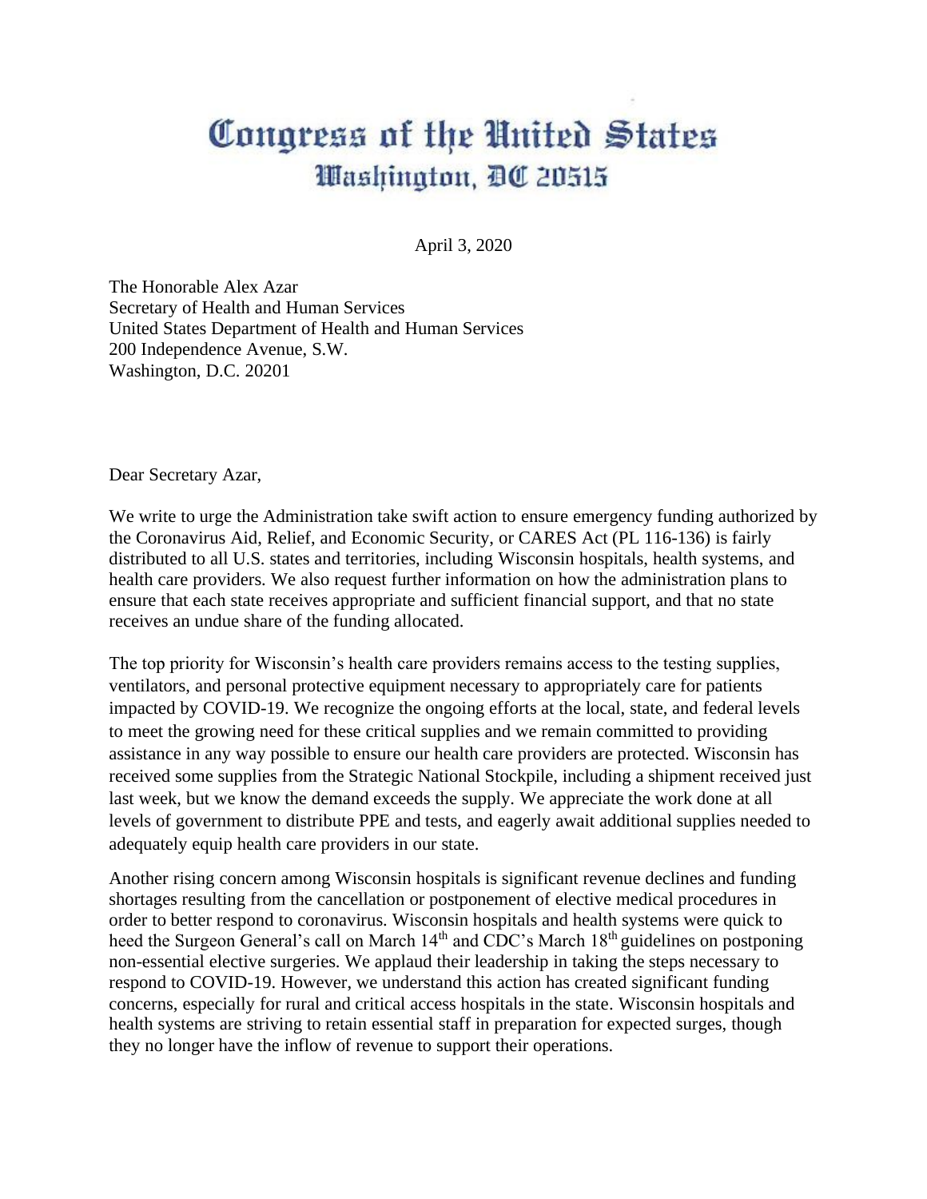# Congress of the United States
## Washington, DC 20515

April 3, 2020

The Honorable Alex Azar  
Secretary of Health and Human Services  
United States Department of Health and Human Services  
200 Independence Avenue, S.W.  
Washington, D.C. 20201

Dear Secretary Azar,

We write to urge the Administration take swift action to ensure emergency funding authorized by the Coronavirus Aid, Relief, and Economic Security, or CARES Act (PL 116-136) is fairly distributed to all U.S. states and territories, including Wisconsin hospitals, health systems, and health care providers. We also request further information on how the administration plans to ensure that each state receives appropriate and sufficient financial support, and that no state receives an undue share of the funding allocated.

The top priority for Wisconsin's health care providers remains access to the testing supplies, ventilators, and personal protective equipment necessary to appropriately care for patients impacted by COVID-19. We recognize the ongoing efforts at the local, state, and federal levels to meet the growing need for these critical supplies and we remain committed to providing assistance in any way possible to ensure our health care providers are protected. Wisconsin has received some supplies from the Strategic National Stockpile, including a shipment received just last week, but we know the demand exceeds the supply. We appreciate the work done at all levels of government to distribute PPE and tests, and eagerly await additional supplies needed to adequately equip health care providers in our state.

Another rising concern among Wisconsin hospitals is significant revenue declines and funding shortages resulting from the cancellation or postponement of elective medical procedures in order to better respond to coronavirus. Wisconsin hospitals and health systems were quick to heed the Surgeon General's call on March 14th and CDC's March 18th guidelines on postponing non-essential elective surgeries. We applaud their leadership in taking the steps necessary to respond to COVID-19. However, we understand this action has created significant funding concerns, especially for rural and critical access hospitals in the state. Wisconsin hospitals and health systems are striving to retain essential staff in preparation for expected surges, though they no longer have the inflow of revenue to support their operations.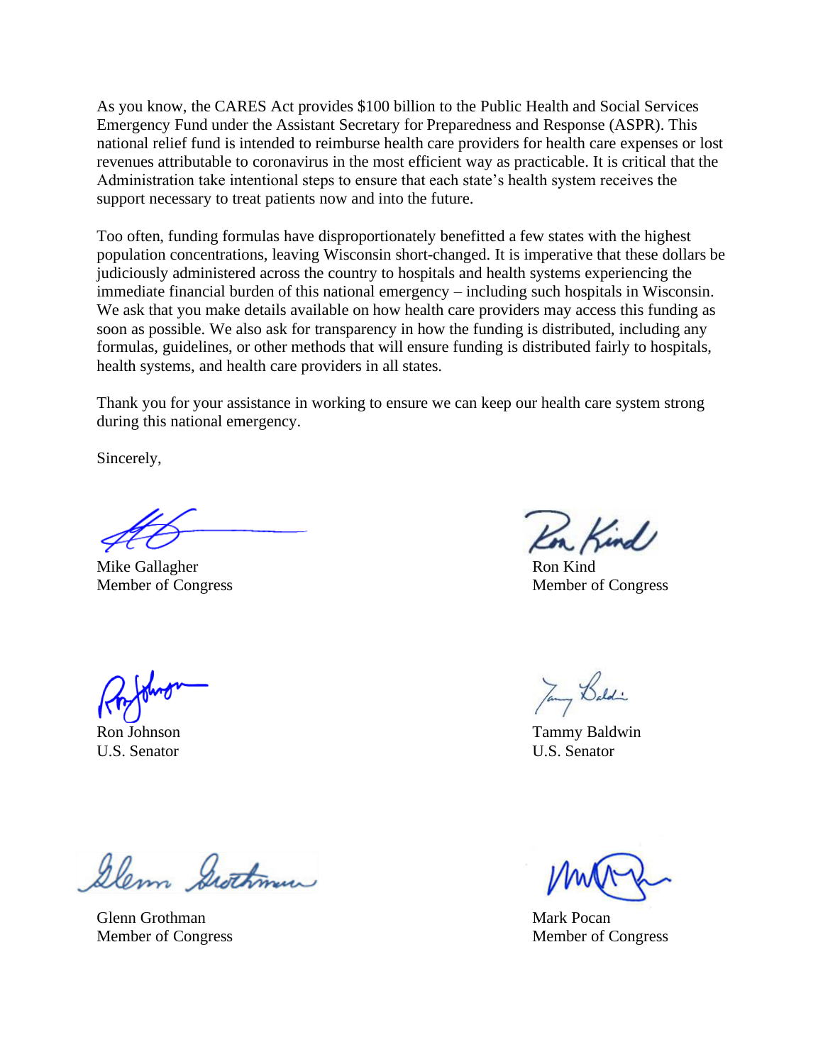As you know, the CARES Act provides $100 billion to the Public Health and Social Services Emergency Fund under the Assistant Secretary for Preparedness and Response (ASPR). This national relief fund is intended to reimburse health care providers for health care expenses or lost revenues attributable to coronavirus in the most efficient way as practicable. It is critical that the Administration take intentional steps to ensure that each state's health system receives the support necessary to treat patients now and into the future.

Too often, funding formulas have disproportionately benefitted a few states with the highest population concentrations, leaving Wisconsin short-changed. It is imperative that these dollars be judiciously administered across the country to hospitals and health systems experiencing the immediate financial burden of this national emergency – including such hospitals in Wisconsin. We ask that you make details available on how health care providers may access this funding as soon as possible. We also ask for transparency in how the funding is distributed, including any formulas, guidelines, or other methods that will ensure funding is distributed fairly to hospitals, health systems, and health care providers in all states.

Thank you for your assistance in working to ensure we can keep our health care system strong during this national emergency.

Sincerely,

Mike Gallagher
Member of Congress

Ron Kind
Member of Congress

Ron Johnson
U.S. Senator

Tammy Baldwin
U.S. Senator

Glenn Grothman
Member of Congress

Mark Pocan
Member of Congress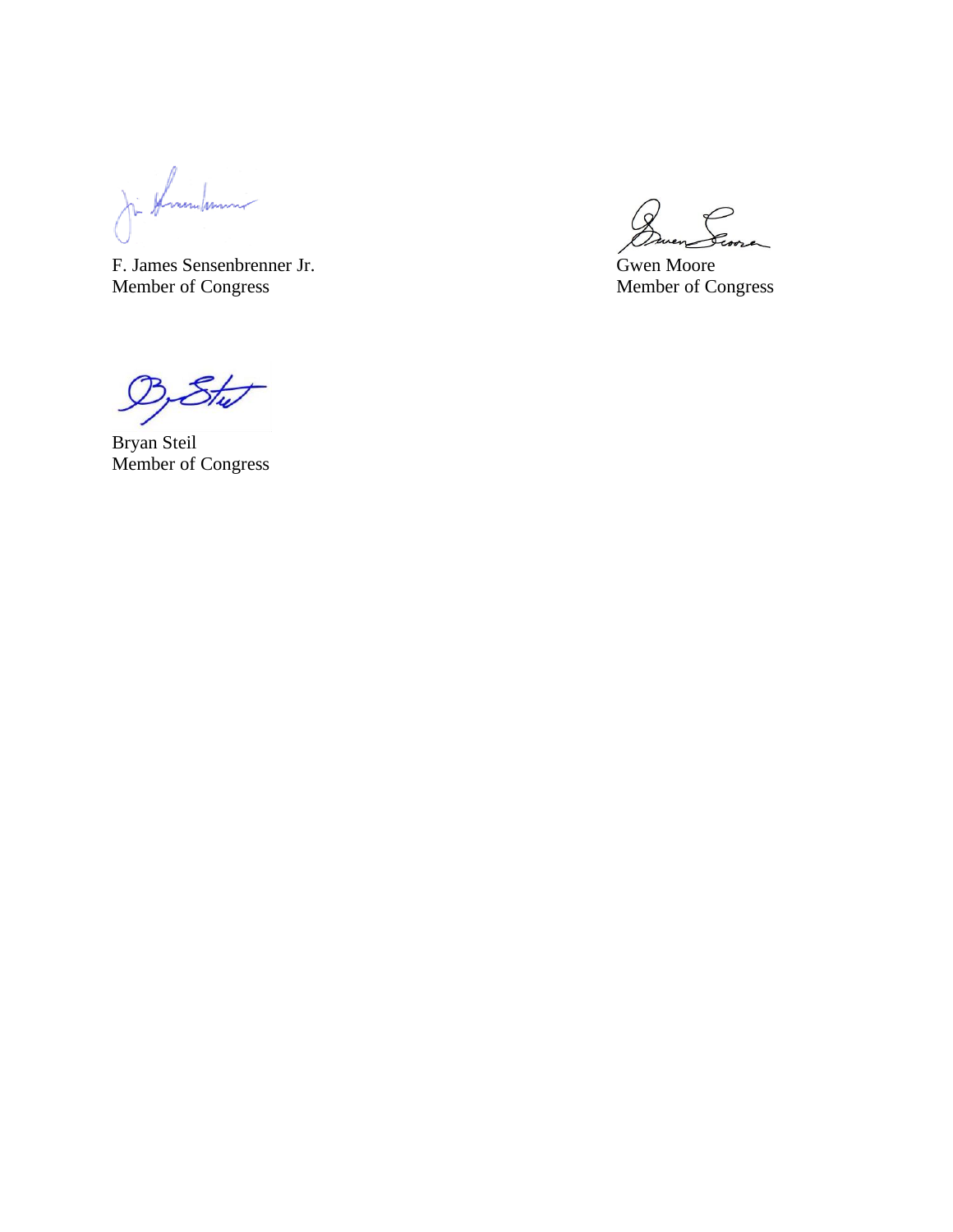F. James Sensenbrenner Jr.
Member of Congress

Gwen Moore
Member of Congress

Bryan Steil
Member of Congress